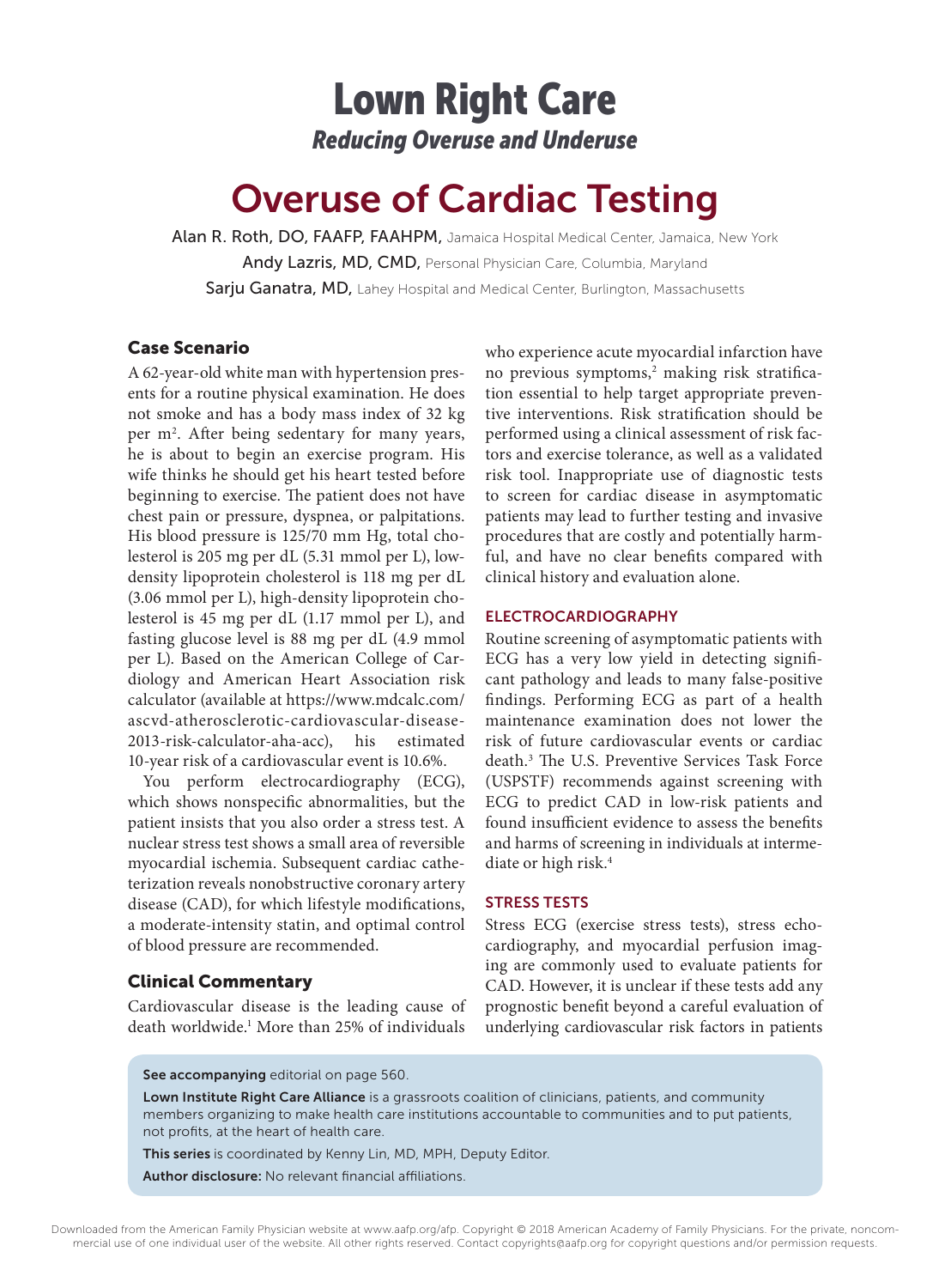# Lown Right Care

***Reducing Overuse and Underuse***

# Overuse of Cardiac Testing

**Alan R. Roth, DO, FAAFP, FAAHPM,** Jamaica Hospital Medical Center, Jamaica, New York

**Andy Lazris, MD, CMD,** Personal Physician Care, Columbia, Maryland

**Sarju Ganatra, MD,** Lahey Hospital and Medical Center, Burlington, Massachusetts

## Case Scenario

A 62-year-old white man with hypertension presents for a routine physical examination. He does not smoke and has a body mass index of 32 kg per m$^2$. After being sedentary for many years, he is about to begin an exercise program. His wife thinks he should get his heart tested before beginning to exercise. The patient does not have chest pain or pressure, dyspnea, or palpitations. His blood pressure is 125/70 mm Hg, total cholesterol is 205 mg per dL (5.31 mmol per L), low-density lipoprotein cholesterol is 118 mg per dL (3.06 mmol per L), high-density lipoprotein cholesterol is 45 mg per dL (1.17 mmol per L), and fasting glucose level is 88 mg per dL (4.9 mmol per L). Based on the American College of Cardiology and American Heart Association risk calculator (available at https://www.mdcalc.com/ascvd-atherosclerotic-cardiovascular-disease-2013-risk-calculator-aha-acc), his estimated 10-year risk of a cardiovascular event is 10.6%.

You perform electrocardiography (ECG), which shows nonspecific abnormalities, but the patient insists that you also order a stress test. A nuclear stress test shows a small area of reversible myocardial ischemia. Subsequent cardiac catheterization reveals nonobstructive coronary artery disease (CAD), for which lifestyle modifications, a moderate-intensity statin, and optimal control of blood pressure are recommended.

## Clinical Commentary

Cardiovascular disease is the leading cause of death worldwide.[1] More than 25% of individuals who experience acute myocardial infarction have no previous symptoms,[2] making risk stratification essential to help target appropriate preventive interventions. Risk stratification should be performed using a clinical assessment of risk factors and exercise tolerance, as well as a validated risk tool. Inappropriate use of diagnostic tests to screen for cardiac disease in asymptomatic patients may lead to further testing and invasive procedures that are costly and potentially harmful, and have no clear benefits compared with clinical history and evaluation alone.

### ELECTROCARDIOGRAPHY

Routine screening of asymptomatic patients with ECG has a very low yield in detecting significant pathology and leads to many false-positive findings. Performing ECG as part of a health maintenance examination does not lower the risk of future cardiovascular events or cardiac death.[3] The U.S. Preventive Services Task Force (USPSTF) recommends against screening with ECG to predict CAD in low-risk patients and found insufficient evidence to assess the benefits and harms of screening in individuals at intermediate or high risk.[4]

### STRESS TESTS

Stress ECG (exercise stress tests), stress echocardiography, and myocardial perfusion imaging are commonly used to evaluate patients for CAD. However, it is unclear if these tests add any prognostic benefit beyond a careful evaluation of underlying cardiovascular risk factors in patients

**See accompanying** editorial on page 560.

**Lown Institute Right Care Alliance** is a grassroots coalition of clinicians, patients, and community members organizing to make health care institutions accountable to communities and to put patients, not profits, at the heart of health care.

**This series** is coordinated by Kenny Lin, MD, MPH, Deputy Editor.

**Author disclosure:** No relevant financial affiliations.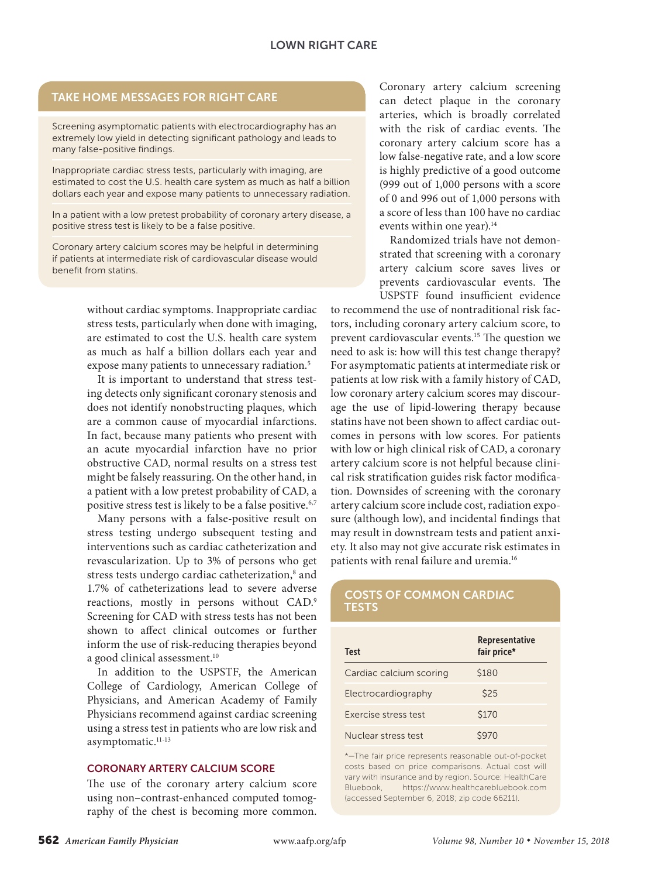## TAKE HOME MESSAGES FOR RIGHT CARE

Screening asymptomatic patients with electrocardiography has an extremely low yield in detecting significant pathology and leads to many false-positive findings.

Inappropriate cardiac stress tests, particularly with imaging, are estimated to cost the U.S. health care system as much as half a billion dollars each year and expose many patients to unnecessary radiation.

In a patient with a low pretest probability of coronary artery disease, a positive stress test is likely to be a false positive.

Coronary artery calcium scores may be helpful in determining if patients at intermediate risk of cardiovascular disease would benefit from statins.

without cardiac symptoms. Inappropriate cardiac stress tests, particularly when done with imaging, are estimated to cost the U.S. health care system as much as half a billion dollars each year and expose many patients to unnecessary radiation.[5]

It is important to understand that stress testing detects only significant coronary stenosis and does not identify nonobstructing plaques, which are a common cause of myocardial infarctions. In fact, because many patients who present with an acute myocardial infarction have no prior obstructive CAD, normal results on a stress test might be falsely reassuring. On the other hand, in a patient with a low pretest probability of CAD, a positive stress test is likely to be a false positive.[6,7]

Many persons with a false-positive result on stress testing undergo subsequent testing and interventions such as cardiac catheterization and revascularization. Up to 3% of persons who get stress tests undergo cardiac catheterization,[8] and 1.7% of catheterizations lead to severe adverse reactions, mostly in persons without CAD.[9] Screening for CAD with stress tests has not been shown to affect clinical outcomes or further inform the use of risk-reducing therapies beyond a good clinical assessment.[10]

In addition to the USPSTF, the American College of Cardiology, American College of Physicians, and American Academy of Family Physicians recommend against cardiac screening using a stress test in patients who are low risk and asymptomatic.[11-13]

### CORONARY ARTERY CALCIUM SCORE

The use of the coronary artery calcium score using non–contrast-enhanced computed tomography of the chest is becoming more common. Coronary artery calcium screening can detect plaque in the coronary arteries, which is broadly correlated with the risk of cardiac events. The coronary artery calcium score has a low false-negative rate, and a low score is highly predictive of a good outcome (999 out of 1,000 persons with a score of 0 and 996 out of 1,000 persons with a score of less than 100 have no cardiac events within one year).[14]

Randomized trials have not demonstrated that screening with a coronary artery calcium score saves lives or prevents cardiovascular events. The USPSTF found insufficient evidence to recommend the use of nontraditional risk factors, including coronary artery calcium score, to prevent cardiovascular events.[15] The question we need to ask is: how will this test change therapy? For asymptomatic patients at intermediate risk or patients at low risk with a family history of CAD, low coronary artery calcium scores may discourage the use of lipid-lowering therapy because statins have not been shown to affect cardiac outcomes in persons with low scores. For patients with low or high clinical risk of CAD, a coronary artery calcium score is not helpful because clinical risk stratification guides risk factor modification. Downsides of screening with the coronary artery calcium score include cost, radiation exposure (although low), and incidental findings that may result in downstream tests and patient anxiety. It also may not give accurate risk estimates in patients with renal failure and uremia.[16]

## COSTS OF COMMON CARDIAC TESTS

| Test | Representative fair price* |
|---|---|
| Cardiac calcium scoring | $180 |
| Electrocardiography | $25 |
| Exercise stress test | $170 |
| Nuclear stress test | $970 |

*—The fair price represents reasonable out-of-pocket costs based on price comparisons. Actual cost will vary with insurance and by region. Source: HealthCare Bluebook, https://www.healthcarebluebook.com (accessed September 6, 2018; zip code 66211).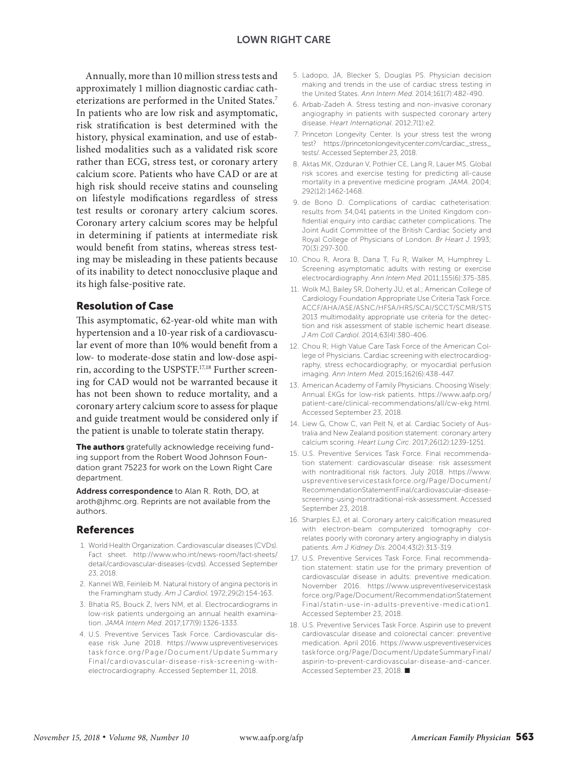Annually, more than 10 million stress tests and approximately 1 million diagnostic cardiac catheterizations are performed in the United States.[7] In patients who are low risk and asymptomatic, risk stratification is best determined with the history, physical examination, and use of established modalities such as a validated risk score rather than ECG, stress test, or coronary artery calcium score. Patients who have CAD or are at high risk should receive statins and counseling on lifestyle modifications regardless of stress test results or coronary artery calcium scores. Coronary artery calcium scores may be helpful in determining if patients at intermediate risk would benefit from statins, whereas stress testing may be misleading in these patients because of its inability to detect nonocclusive plaque and its high false-positive rate.

## Resolution of Case

This asymptomatic, 62-year-old white man with hypertension and a 10-year risk of a cardiovascular event of more than 10% would benefit from a low- to moderate-dose statin and low-dose aspirin, according to the USPSTF.[17,18] Further screening for CAD would not be warranted because it has not been shown to reduce mortality, and a coronary artery calcium score to assess for plaque and guide treatment would be considered only if the patient is unable to tolerate statin therapy.

**The authors** gratefully acknowledge receiving funding support from the Robert Wood Johnson Foundation grant 75223 for work on the Lown Right Care department.

**Address correspondence** to Alan R. Roth, DO, at aroth@jhmc.org. Reprints are not available from the authors.

## References

1. World Health Organization. Cardiovascular diseases (CVDs). Fact sheet. http://www.who.int/news-room/fact-sheets/detail/cardiovascular-diseases-(cvds). Accessed September 23, 2018.
2. Kannel WB, Feinleib M. Natural history of angina pectoris in the Framingham study. *Am J Cardiol.* 1972;29(2):154-163.
3. Bhatia RS, Bouck Z, Ivers NM, et al. Electrocardiograms in low-risk patients undergoing an annual health examination. *JAMA Intern Med.* 2017;177(9):1326-1333.
4. U.S. Preventive Services Task Force. Cardiovascular disease risk June 2018. https://www.uspreventiveservicestaskforce.org/Page/Document/UpdateSummaryFinal/cardiovascular-disease-risk-screening-with-electrocardiography. Accessed September 11, 2018.
5. Ladopo, JA, Blecker S, Douglas PS. Physician decision making and trends in the use of cardiac stress testing in the United States. *Ann Intern Med.* 2014;161(7):482-490.
6. Arbab-Zadeh A. Stress testing and non-invasive coronary angiography in patients with suspected coronary artery disease. *Heart International.* 2012;7(1):e2.
7. Princeton Longevity Center. Is your stress test the wrong test? https://princetonlongevitycenter.com/cardiac_stress_tests/. Accessed September 23, 2018.
8. Aktas MK, Ozduran V, Pothier CE, Lang R, Lauer MS. Global risk scores and exercise testing for predicting all-cause mortality in a preventive medicine program. *JAMA.* 2004;292(12):1462-1468.
9. de Bono D. Complications of cardiac catheterisation: results from 34,041 patients in the United Kingdom confidential enquiry into cardiac catheter complications. The Joint Audit Committee of the British Cardiac Society and Royal College of Physicians of London. *Br Heart J.* 1993;70(3):297-300.
10. Chou R, Arora B, Dana T, Fu R, Walker M, Humphrey L. Screening asymptomatic adults with resting or exercise electrocardiography. *Ann Intern Med.* 2011;155(6):375-385.
11. Wolk MJ, Bailey SR, Doherty JU, et al.; American College of Cardiology Foundation Appropriate Use Criteria Task Force. ACCF/AHA/ASE/ASNC/HFSA/HRS/SCAI/SCCT/SCMR/STS 2013 multimodality appropriate use criteria for the detection and risk assessment of stable ischemic heart disease. *J Am Coll Cardiol.* 2014;63(4):380-406.
12. Chou R; High Value Care Task Force of the American College of Physicians. Cardiac screening with electrocardiography, stress echocardiography, or myocardial perfusion imaging. *Ann Intern Med.* 2015;162(6):438-447.
13. American Academy of Family Physicians. Choosing Wisely: Annual EKGs for low-risk patients. https://www.aafp.org/patient-care/clinical-recommendations/all/cw-ekg.html. Accessed September 23, 2018.
14. Liew G, Chow C, van Pelt N, et al. Cardiac Society of Australia and New Zealand position statement: coronary artery calcium scoring. *Heart Lung Circ.* 2017;26(12):1239-1251.
15. U.S. Preventive Services Task Force. Final recommendation statement: cardiovascular disease: risk assessment with nontraditional risk factors. July 2018. https://www.uspreventiveservicestaskforce.org/Page/Document/RecommendationStatementFinal/cardiovascular-disease-screening-using-nontraditional-risk-assessment. Accessed September 23, 2018.
16. Sharples EJ, et al. Coronary artery calcification measured with electron-beam computerized tomography correlates poorly with coronary artery angiography in dialysis patients. *Am J Kidney Dis.* 2004;43(2):313-319.
17. U.S. Preventive Services Task Force. Final recommendation statement: statin use for the primary prevention of cardiovascular disease in adults: preventive medication. November 2016. https://www.uspreventiveservicestaskforce.org/Page/Document/RecommendationStatementFinal/statin-use-in-adults-preventive-medication1. Accessed September 23, 2018.
18. U.S. Preventive Services Task Force. Aspirin use to prevent cardiovascular disease and colorectal cancer: preventive medication. April 2016. https://www.uspreventiveservicestaskforce.org/Page/Document/UpdateSummaryFinal/aspirin-to-prevent-cardiovascular-disease-and-cancer. Accessed September 23, 2018. ■